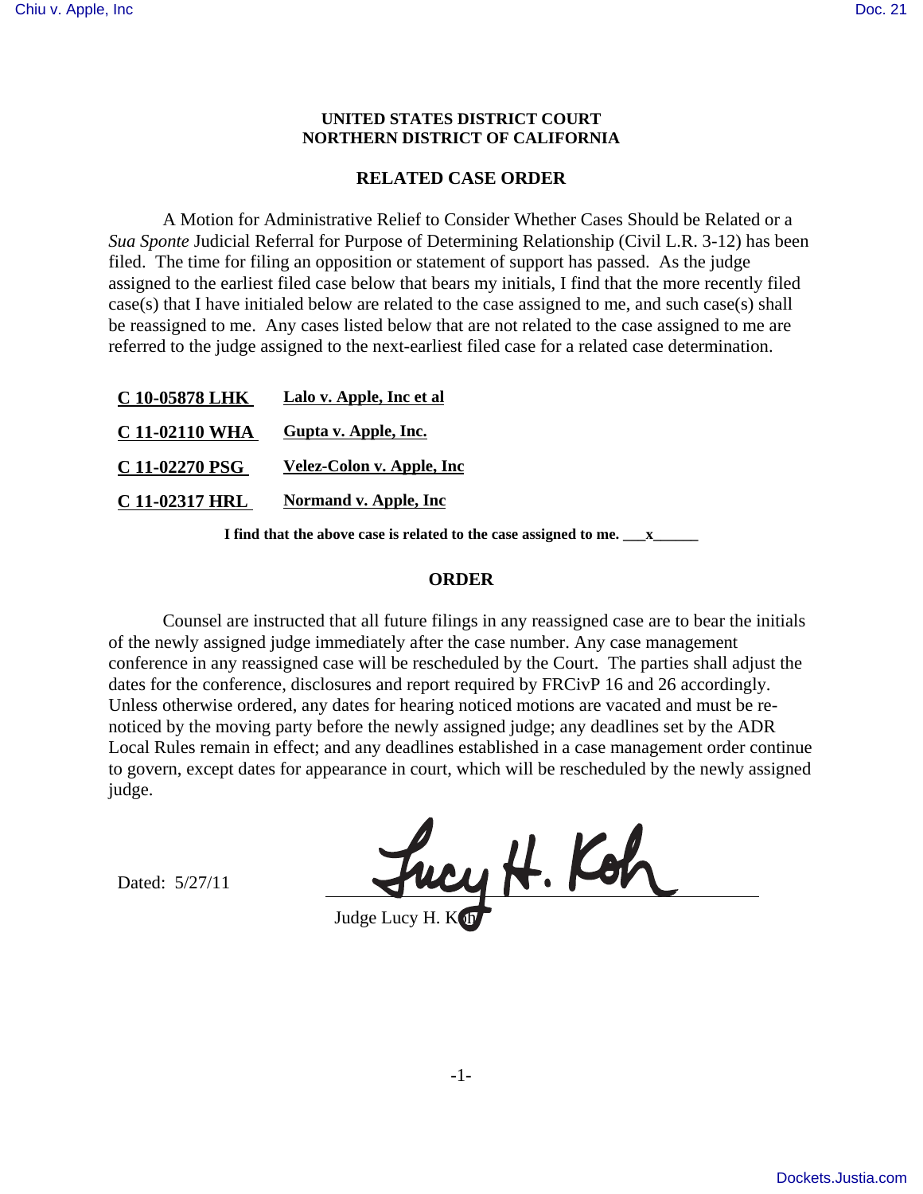**UNITED STATES DISTRICT COURT**
**NORTHERN DISTRICT OF CALIFORNIA**

## RELATED CASE ORDER

A Motion for Administrative Relief to Consider Whether Cases Should be Related or a *Sua Sponte* Judicial Referral for Purpose of Determining Relationship (Civil L.R. 3-12) has been filed. The time for filing an opposition or statement of support has passed. As the judge assigned to the earliest filed case below that bears my initials, I find that the more recently filed case(s) that I have initialed below are related to the case assigned to me, and such case(s) shall be reassigned to me. Any cases listed below that are not related to the case assigned to me are referred to the judge assigned to the next-earliest filed case for a related case determination.

| | |
|---|---|
| **C 10-05878 LHK** | **Lalo v. Apple, Inc et al** |
| **C 11-02110 WHA** | **Gupta v. Apple, Inc.** |
| **C 11-02270 PSG** | **Velez-Colon v. Apple, Inc** |
| **C 11-02317 HRL** | **Normand v. Apple, Inc** |

**I find that the above case is related to the case assigned to me. \_\_\_x\_\_\_\_\_\_**

## ORDER

Counsel are instructed that all future filings in any reassigned case are to bear the initials of the newly assigned judge immediately after the case number. Any case management conference in any reassigned case will be rescheduled by the Court. The parties shall adjust the dates for the conference, disclosures and report required by FRCivP 16 and 26 accordingly. Unless otherwise ordered, any dates for hearing noticed motions are vacated and must be re-noticed by the moving party before the newly assigned judge; any deadlines set by the ADR Local Rules remain in effect; and any deadlines established in a case management order continue to govern, except dates for appearance in court, which will be rescheduled by the newly assigned judge.

Dated: 5/27/11

Lucy H. Koh

Judge Lucy H. Koh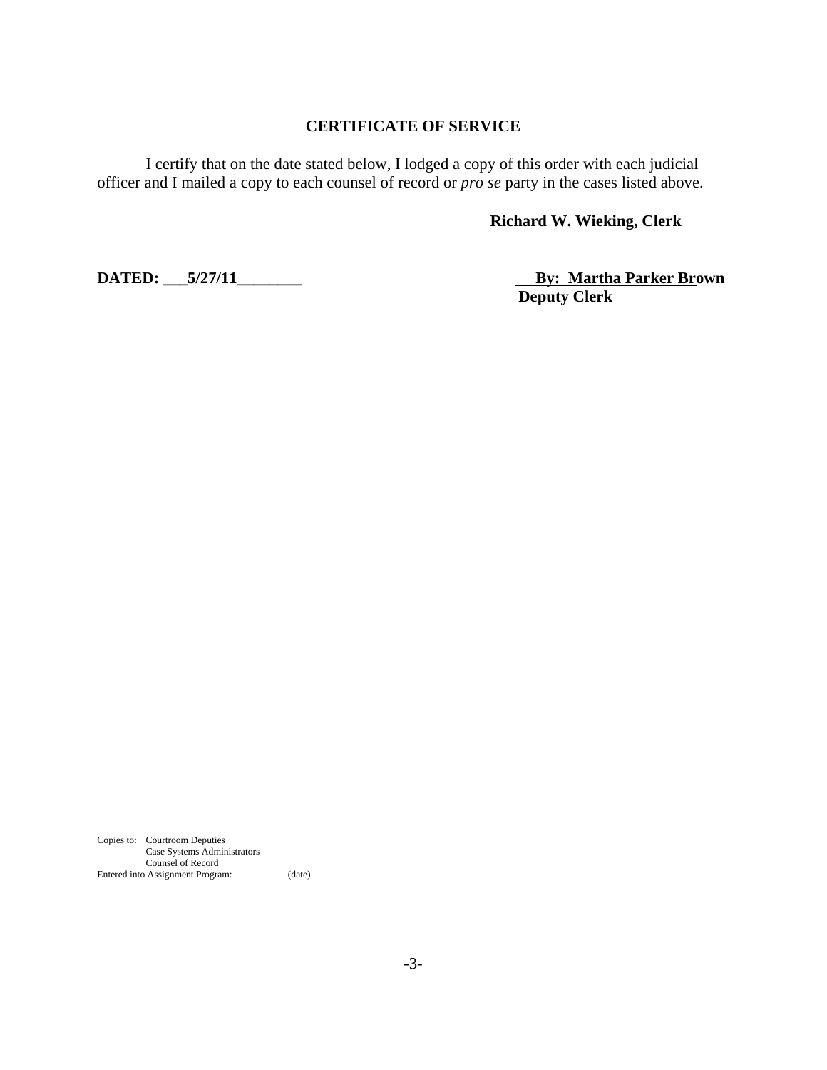## CERTIFICATE OF SERVICE

I certify that on the date stated below, I lodged a copy of this order with each judicial officer and I mailed a copy to each counsel of record or *pro se* party in the cases listed above.

**Richard W. Wieking, Clerk**

**DATED: \_\_\_5/27/11\_\_\_\_\_\_\_\_**

**By: Martha Parker Brown**
**Deputy Clerk**

Copies to: Courtroom Deputies
Case Systems Administrators
Counsel of Record
Entered into Assignment Program: \_\_\_\_\_\_\_\_\_\_(date)